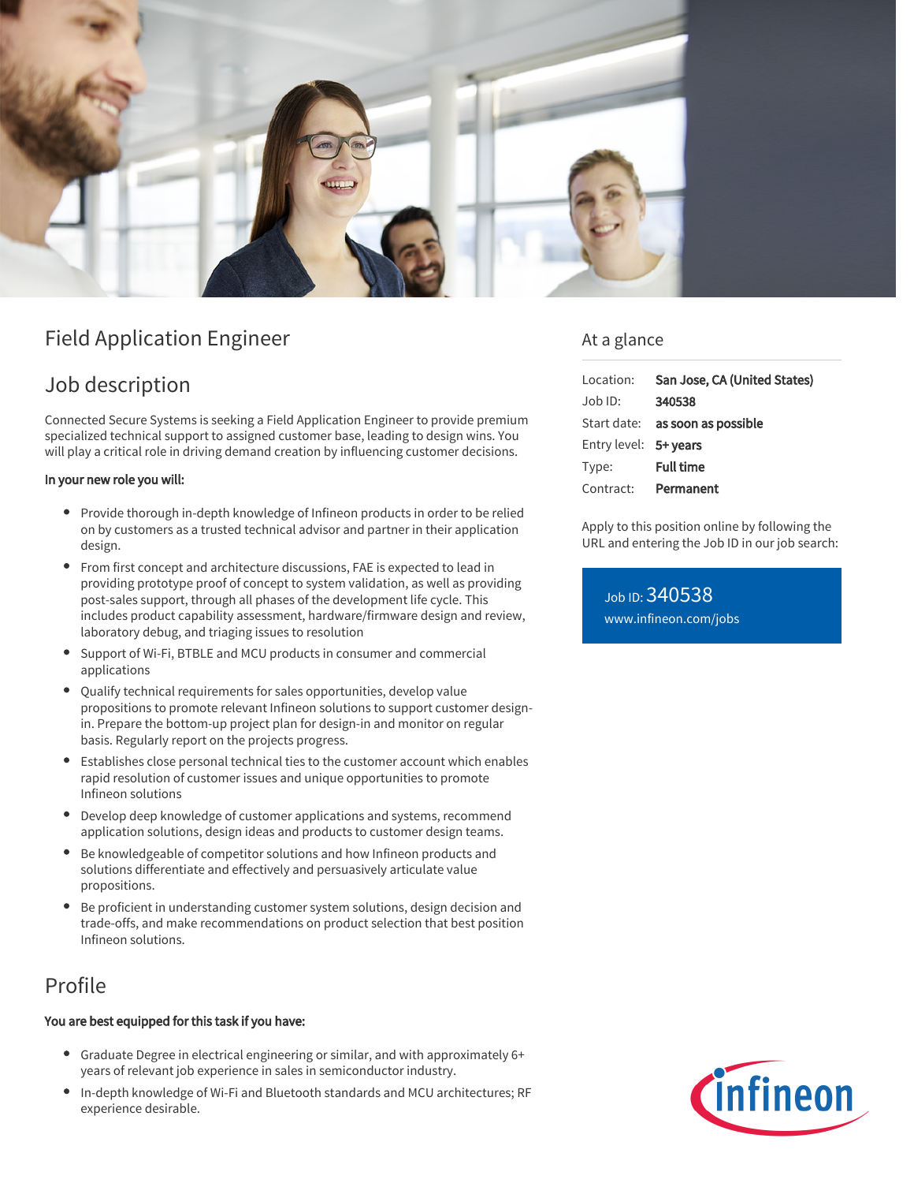# Field Application Engineer

## Job description

Connected Secure Systems is seeking a Field Application Engineer to provide premium specialized technical support to assigned customer base, leading to design wins. You will play a critical role in driving demand creation by influencing customer decisions.

**In your new role you will:**

- Provide thorough in-depth knowledge of Infineon products in order to be relied on by customers as a trusted technical advisor and partner in their application design.
- From first concept and architecture discussions, FAE is expected to lead in providing prototype proof of concept to system validation, as well as providing post-sales support, through all phases of the development life cycle. This includes product capability assessment, hardware/firmware design and review, laboratory debug, and triaging issues to resolution
- Support of Wi-Fi, BTBLE and MCU products in consumer and commercial applications
- Qualify technical requirements for sales opportunities, develop value propositions to promote relevant Infineon solutions to support customer design-in. Prepare the bottom-up project plan for design-in and monitor on regular basis. Regularly report on the projects progress.
- Establishes close personal technical ties to the customer account which enables rapid resolution of customer issues and unique opportunities to promote Infineon solutions
- Develop deep knowledge of customer applications and systems, recommend application solutions, design ideas and products to customer design teams.
- Be knowledgeable of competitor solutions and how Infineon products and solutions differentiate and effectively and persuasively articulate value propositions.
- Be proficient in understanding customer system solutions, design decision and trade-offs, and make recommendations on product selection that best position Infineon solutions.

## Profile

**You are best equipped for this task if you have:**

- Graduate Degree in electrical engineering or similar, and with approximately 6+ years of relevant job experience in sales in semiconductor industry.
- In-depth knowledge of Wi-Fi and Bluetooth standards and MCU architectures; RF experience desirable.

## At a glance

| | |
|---|---|
| Location: | **San Jose, CA (United States)** |
| Job ID: | **340538** |
| Start date: | **as soon as possible** |
| Entry level: | **5+ years** |
| Type: | **Full time** |
| Contract: | **Permanent** |

Apply to this position online by following the URL and entering the Job ID in our job search:

Job ID: 340538
www.infineon.com/jobs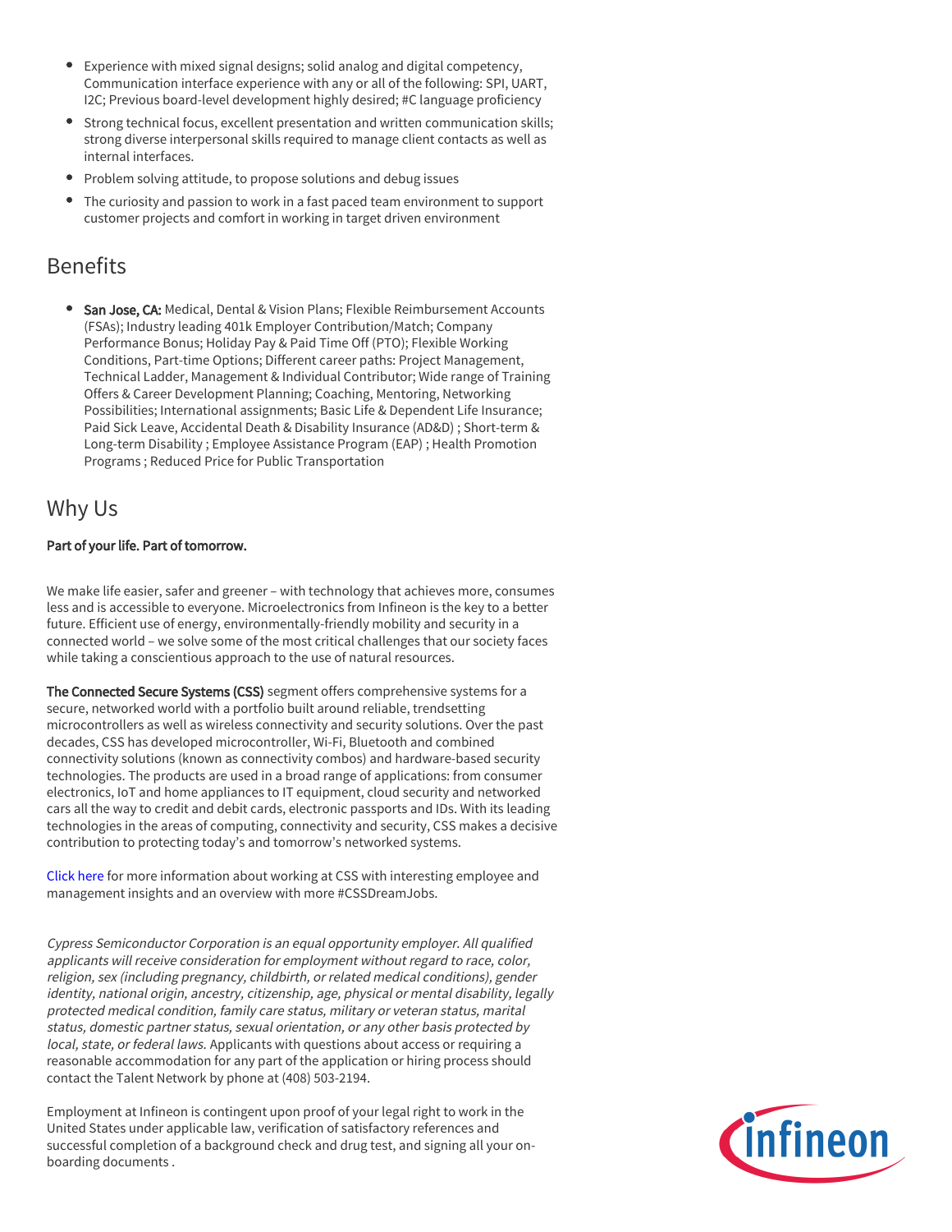- Experience with mixed signal designs; solid analog and digital competency, Communication interface experience with any or all of the following: SPI, UART, I2C; Previous board-level development highly desired; #C language proficiency
- Strong technical focus, excellent presentation and written communication skills; strong diverse interpersonal skills required to manage client contacts as well as internal interfaces.
- Problem solving attitude, to propose solutions and debug issues
- The curiosity and passion to work in a fast paced team environment to support customer projects and comfort in working in target driven environment

## Benefits

- **San Jose, CA:** Medical, Dental & Vision Plans; Flexible Reimbursement Accounts (FSAs); Industry leading 401k Employer Contribution/Match; Company Performance Bonus; Holiday Pay & Paid Time Off (PTO); Flexible Working Conditions, Part-time Options; Different career paths: Project Management, Technical Ladder, Management & Individual Contributor; Wide range of Training Offers & Career Development Planning; Coaching, Mentoring, Networking Possibilities; International assignments; Basic Life & Dependent Life Insurance; Paid Sick Leave, Accidental Death & Disability Insurance (AD&D) ; Short-term & Long-term Disability ; Employee Assistance Program (EAP) ; Health Promotion Programs ; Reduced Price for Public Transportation

## Why Us

**Part of your life. Part of tomorrow.**

We make life easier, safer and greener – with technology that achieves more, consumes less and is accessible to everyone. Microelectronics from Infineon is the key to a better future. Efficient use of energy, environmentally-friendly mobility and security in a connected world – we solve some of the most critical challenges that our society faces while taking a conscientious approach to the use of natural resources.

**The Connected Secure Systems (CSS)** segment offers comprehensive systems for a secure, networked world with a portfolio built around reliable, trendsetting microcontrollers as well as wireless connectivity and security solutions. Over the past decades, CSS has developed microcontroller, Wi-Fi, Bluetooth and combined connectivity solutions (known as connectivity combos) and hardware-based security technologies. The products are used in a broad range of applications: from consumer electronics, IoT and home appliances to IT equipment, cloud security and networked cars all the way to credit and debit cards, electronic passports and IDs. With its leading technologies in the areas of computing, connectivity and security, CSS makes a decisive contribution to protecting today's and tomorrow's networked systems.

Click here for more information about working at CSS with interesting employee and management insights and an overview with more #CSSDreamJobs.

*Cypress Semiconductor Corporation is an equal opportunity employer. All qualified applicants will receive consideration for employment without regard to race, color, religion, sex (including pregnancy, childbirth, or related medical conditions), gender identity, national origin, ancestry, citizenship, age, physical or mental disability, legally protected medical condition, family care status, military or veteran status, marital status, domestic partner status, sexual orientation, or any other basis protected by local, state, or federal laws.* Applicants with questions about access or requiring a reasonable accommodation for any part of the application or hiring process should contact the Talent Network by phone at (408) 503-2194.

Employment at Infineon is contingent upon proof of your legal right to work in the United States under applicable law, verification of satisfactory references and successful completion of a background check and drug test, and signing all your on-boarding documents .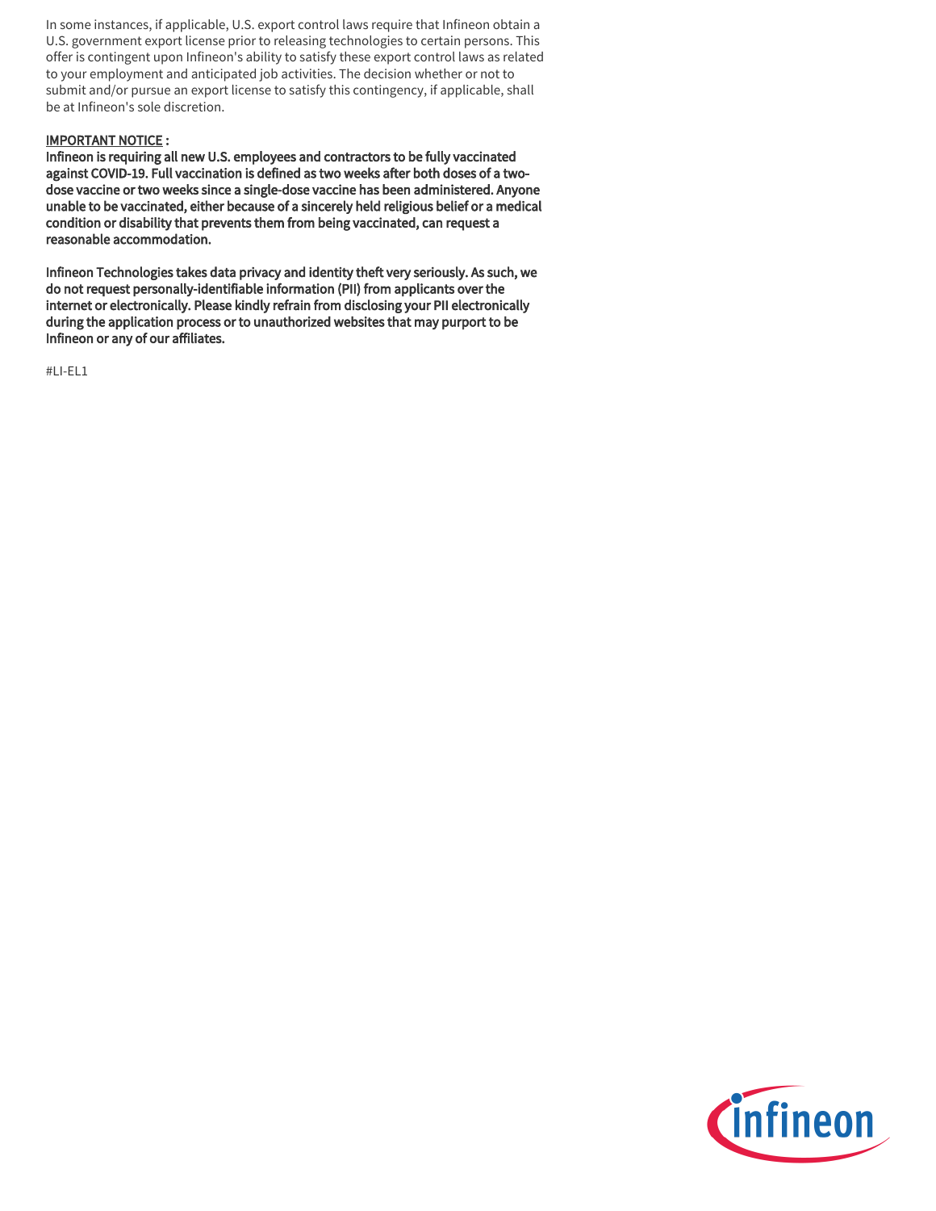In some instances, if applicable, U.S. export control laws require that Infineon obtain a U.S. government export license prior to releasing technologies to certain persons. This offer is contingent upon Infineon's ability to satisfy these export control laws as related to your employment and anticipated job activities. The decision whether or not to submit and/or pursue an export license to satisfy this contingency, if applicable, shall be at Infineon's sole discretion.

**IMPORTANT NOTICE :**
**Infineon is requiring all new U.S. employees and contractors to be fully vaccinated against COVID-19. Full vaccination is defined as two weeks after both doses of a two-dose vaccine or two weeks since a single-dose vaccine has been administered. Anyone unable to be vaccinated, either because of a sincerely held religious belief or a medical condition or disability that prevents them from being vaccinated, can request a reasonable accommodation.**

**Infineon Technologies takes data privacy and identity theft very seriously. As such, we do not request personally-identifiable information (PII) from applicants over the internet or electronically. Please kindly refrain from disclosing your PII electronically during the application process or to unauthorized websites that may purport to be Infineon or any of our affiliates.**

#LI-EL1